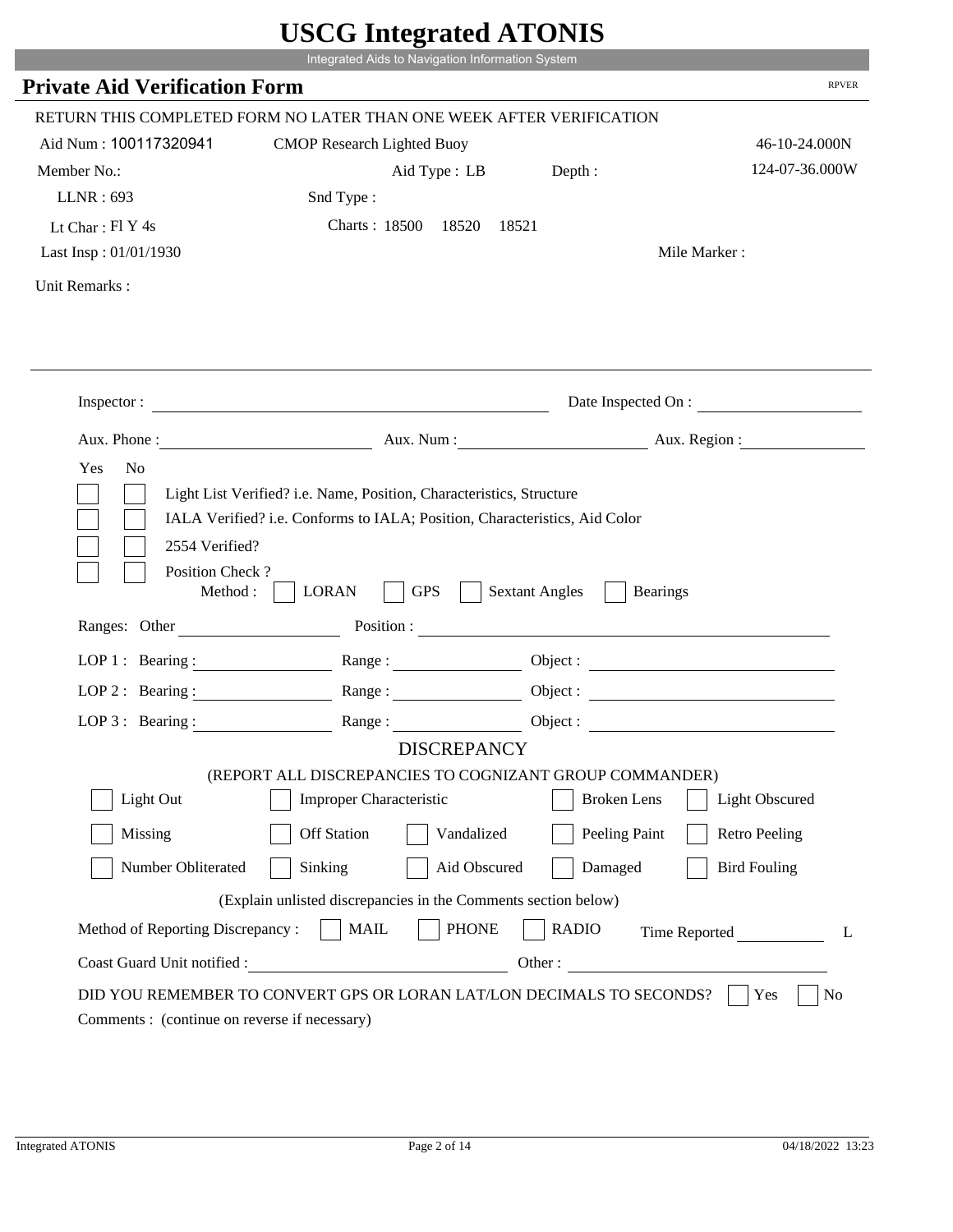# USCG Integrated ATONIS

Integrated Aids to Navigation Information System

## Private Aid Verification Form

RPVER

RETURN THIS COMPLETED FORM NO LATER THAN ONE WEEK AFTER VERIFICATION

Aid Num : 100117320941 CMOP Research Lighted Buoy 46-10-24.000N

Member No.: Aid Type : LB Depth : 124-07-36.000W

LLNR : 693 Snd Type :

Lt Char : Fl Y 4s Charts : 18500 18520 18521

Last Insp : 01/01/1930 Mile Marker :

Unit Remarks :

Inspector : Date Inspected On :

Aux. Phone : Aux. Num : Aux. Region :

Yes No

- [ ] [ ] Light List Verified? i.e. Name, Position, Characteristics, Structure
- [ ] [ ] IALA Verified? i.e. Conforms to IALA; Position, Characteristics, Aid Color
- [ ] [ ] 2554 Verified?
- [ ] [ ] Position Check ?

Method : [ ] LORAN [ ] GPS [ ] Sextant Angles [ ] Bearings

Ranges: Other Position :

LOP 1 : Bearing : Range : Object :

LOP 2 : Bearing : Range : Object :

LOP 3 : Bearing : Range : Object :

DISCREPANCY

(REPORT ALL DISCREPANCIES TO COGNIZANT GROUP COMMANDER)

- [ ] Light Out
- [ ] Improper Characteristic
- [ ] Broken Lens
- [ ] Light Obscured
- [ ] Missing
- [ ] Off Station
- [ ] Vandalized
- [ ] Peeling Paint
- [ ] Retro Peeling
- [ ] Number Obliterated
- [ ] Sinking
- [ ] Aid Obscured
- [ ] Damaged
- [ ] Bird Fouling

(Explain unlisted discrepancies in the Comments section below)

Method of Reporting Discrepancy : [ ] MAIL [ ] PHONE [ ] RADIO Time Reported L

Coast Guard Unit notified : Other :

DID YOU REMEMBER TO CONVERT GPS OR LORAN LAT/LON DECIMALS TO SECONDS? [ ] Yes [ ] No

Comments : (continue on reverse if necessary)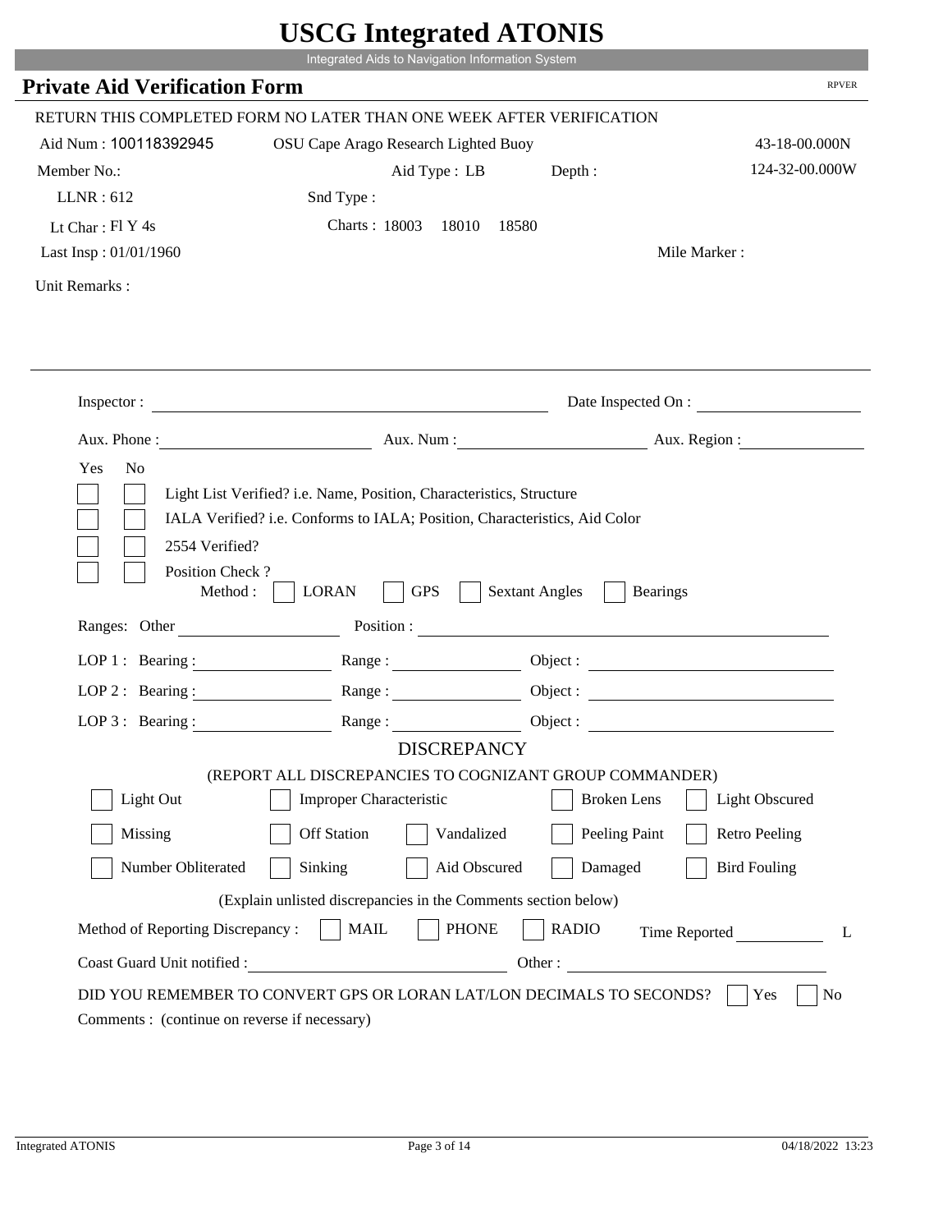# USCG Integrated ATONIS

Integrated Aids to Navigation Information System

## Private Aid Verification Form

RPVER

RETURN THIS COMPLETED FORM NO LATER THAN ONE WEEK AFTER VERIFICATION

Aid Num : 100118392945 OSU Cape Arago Research Lighted Buoy 43-18-00.000N

Member No.: Aid Type : LB Depth : 124-32-00.000W

LLNR : 612 Snd Type :

Lt Char : Fl Y 4s Charts : 18003 18010 18580

Last Insp : 01/01/1960 Mile Marker :

Unit Remarks :

Inspector : ______ Date Inspected On : ______

Aux. Phone : ______ Aux. Num : ______ Aux. Region : ______

Yes No

[ ] [ ] Light List Verified? i.e. Name, Position, Characteristics, Structure

[ ] [ ] IALA Verified? i.e. Conforms to IALA; Position, Characteristics, Aid Color

[ ] [ ] 2554 Verified?

[ ] [ ] Position Check ?

Method : [ ] LORAN [ ] GPS [ ] Sextant Angles [ ] Bearings

Ranges: Other ______ Position : ______

LOP 1 : Bearing : ______ Range : ______ Object : ______

LOP 2 : Bearing : ______ Range : ______ Object : ______

LOP 3 : Bearing : ______ Range : ______ Object : ______

### DISCREPANCY

(REPORT ALL DISCREPANCIES TO COGNIZANT GROUP COMMANDER)

[ ] Light Out [ ] Improper Characteristic [ ] Broken Lens [ ] Light Obscured

[ ] Missing [ ] Off Station [ ] Vandalized [ ] Peeling Paint [ ] Retro Peeling

[ ] Number Obliterated [ ] Sinking [ ] Aid Obscured [ ] Damaged [ ] Bird Fouling

(Explain unlisted discrepancies in the Comments section below)

Method of Reporting Discrepancy : [ ] MAIL [ ] PHONE [ ] RADIO Time Reported ______ L

Coast Guard Unit notified : ______ Other : ______

DID YOU REMEMBER TO CONVERT GPS OR LORAN LAT/LON DECIMALS TO SECONDS? [ ] Yes [ ] No

Comments : (continue on reverse if necessary)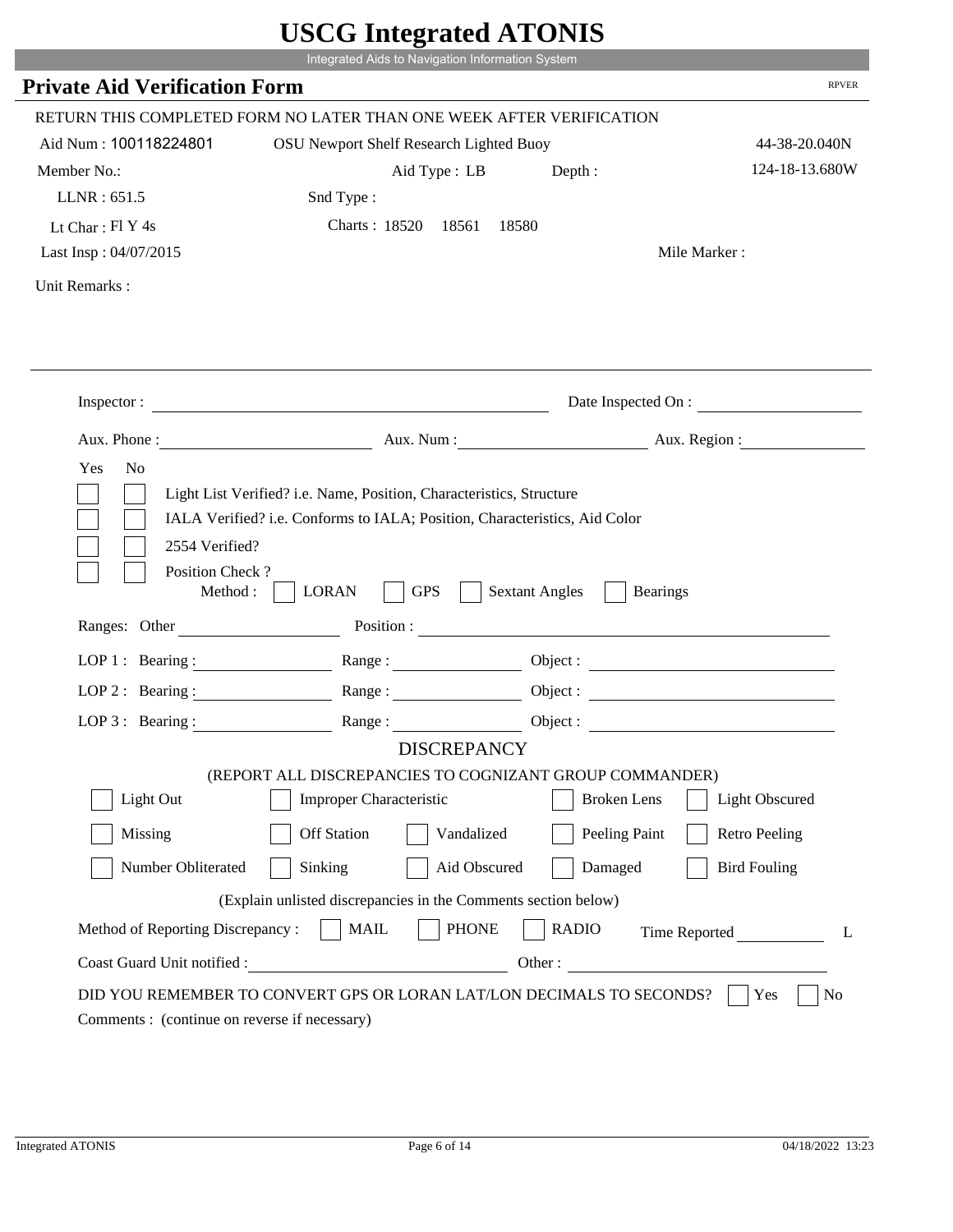# USCG Integrated ATONIS

Integrated Aids to Navigation Information System

## Private Aid Verification Form

RPVER

RETURN THIS COMPLETED FORM NO LATER THAN ONE WEEK AFTER VERIFICATION

Aid Num : 100118224801    OSU Newport Shelf Research Lighted Buoy    44-38-20.040N

Member No.:    Aid Type : LB    Depth :    124-18-13.680W

LLNR : 651.5    Snd Type :

Lt Char : Fl Y 4s    Charts : 18520  18561  18580

Last Insp : 04/07/2015    Mile Marker :

Unit Remarks :

---

Inspector : ____________________    Date Inspected On : ____________

Aux. Phone : ____________    Aux. Num : ____________    Aux. Region : ____________

Yes  No

[ ] [ ] Light List Verified? i.e. Name, Position, Characteristics, Structure

[ ] [ ] IALA Verified? i.e. Conforms to IALA; Position, Characteristics, Aid Color

[ ] [ ] 2554 Verified?

[ ] [ ] Position Check ?
Method : [ ] LORAN [ ] GPS [ ] Sextant Angles [ ] Bearings

Ranges: Other ____________    Position : ____________

LOP 1 : Bearing : ________ Range : ________ Object : ________

LOP 2 : Bearing : ________ Range : ________ Object : ________

LOP 3 : Bearing : ________ Range : ________ Object : ________

### DISCREPANCY

(REPORT ALL DISCREPANCIES TO COGNIZANT GROUP COMMANDER)

[ ] Light Out  [ ] Improper Characteristic  [ ] Broken Lens  [ ] Light Obscured

[ ] Missing  [ ] Off Station  [ ] Vandalized  [ ] Peeling Paint  [ ] Retro Peeling

[ ] Number Obliterated  [ ] Sinking  [ ] Aid Obscured  [ ] Damaged  [ ] Bird Fouling

(Explain unlisted discrepancies in the Comments section below)

Method of Reporting Discrepancy : [ ] MAIL [ ] PHONE [ ] RADIO    Time Reported ________ L

Coast Guard Unit notified : ____________    Other : ____________

DID YOU REMEMBER TO CONVERT GPS OR LORAN LAT/LON DECIMALS TO SECONDS? [ ] Yes [ ] No

Comments : (continue on reverse if necessary)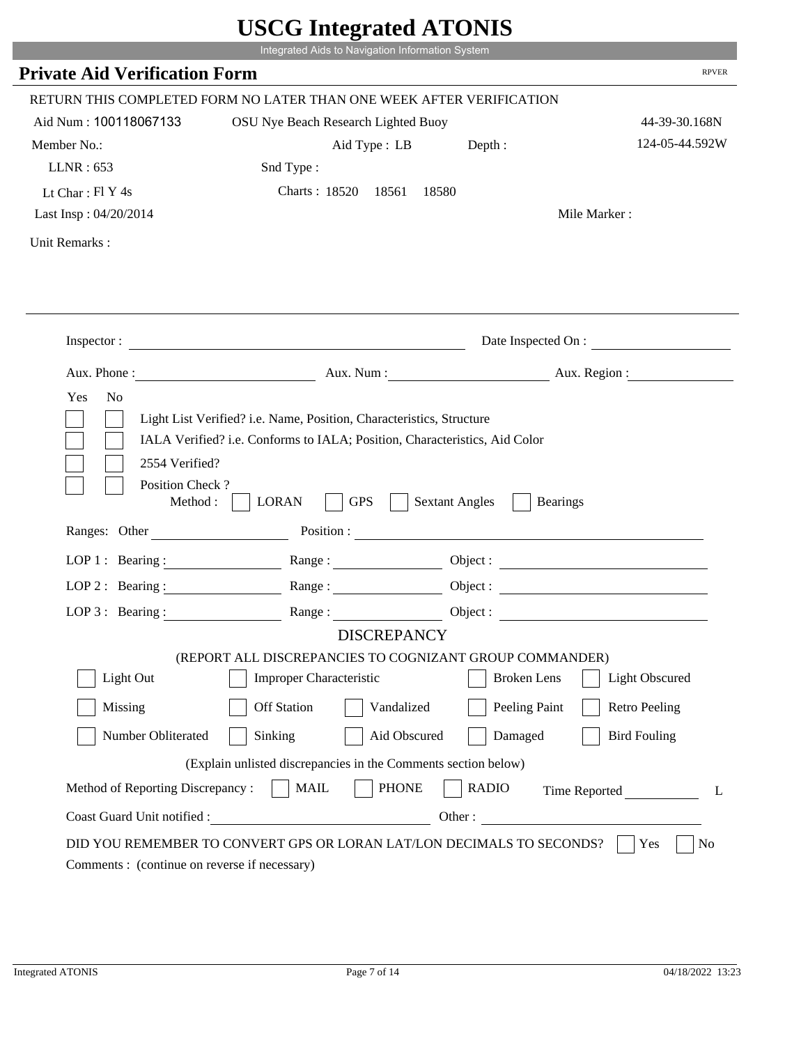# USCG Integrated ATONIS

Integrated Aids to Navigation Information System

## Private Aid Verification Form

RPVER

RETURN THIS COMPLETED FORM NO LATER THAN ONE WEEK AFTER VERIFICATION

Aid Num : 100118067133 OSU Nye Beach Research Lighted Buoy 44-39-30.168N

Member No.: Aid Type : LB Depth : 124-05-44.592W

LLNR : 653 Snd Type :

Lt Char : Fl Y 4s Charts : 18520 18561 18580

Last Insp : 04/20/2014 Mile Marker :

Unit Remarks :

Inspector : Date Inspected On :

Aux. Phone : Aux. Num : Aux. Region :

Yes No

- [ ] [ ] Light List Verified? i.e. Name, Position, Characteristics, Structure
- [ ] [ ] IALA Verified? i.e. Conforms to IALA; Position, Characteristics, Aid Color
- [ ] [ ] 2554 Verified?
- [ ] [ ] Position Check ?

Method : [ ] LORAN [ ] GPS [ ] Sextant Angles [ ] Bearings

Ranges: Other Position :

LOP 1 : Bearing : Range : Object :

LOP 2 : Bearing : Range : Object :

LOP 3 : Bearing : Range : Object :

### DISCREPANCY

(REPORT ALL DISCREPANCIES TO COGNIZANT GROUP COMMANDER)

- [ ] Light Out
- [ ] Improper Characteristic
- [ ] Broken Lens
- [ ] Light Obscured
- [ ] Missing
- [ ] Off Station
- [ ] Vandalized
- [ ] Peeling Paint
- [ ] Retro Peeling
- [ ] Number Obliterated
- [ ] Sinking
- [ ] Aid Obscured
- [ ] Damaged
- [ ] Bird Fouling

(Explain unlisted discrepancies in the Comments section below)

Method of Reporting Discrepancy : [ ] MAIL [ ] PHONE [ ] RADIO Time Reported L

Coast Guard Unit notified : Other :

DID YOU REMEMBER TO CONVERT GPS OR LORAN LAT/LON DECIMALS TO SECONDS? [ ] Yes [ ] No

Comments : (continue on reverse if necessary)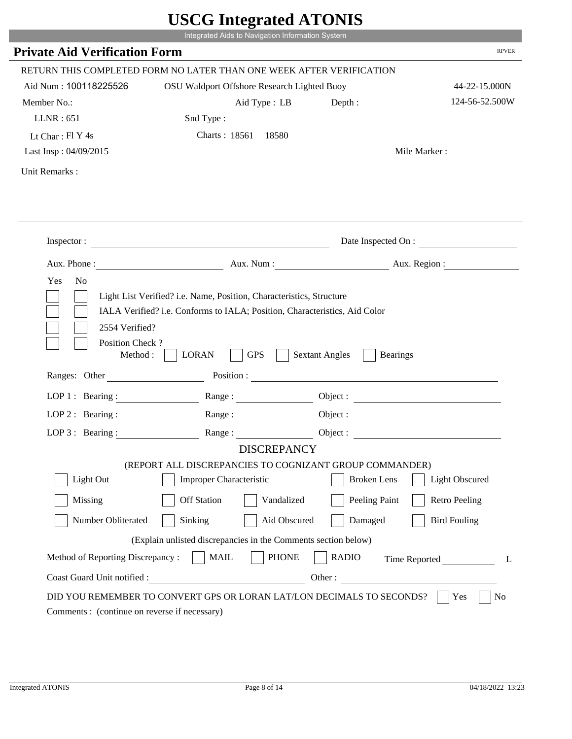# USCG Integrated ATONIS

Integrated Aids to Navigation Information System

## Private Aid Verification Form

RPVER

RETURN THIS COMPLETED FORM NO LATER THAN ONE WEEK AFTER VERIFICATION

Aid Num : 100118225526 OSU Waldport Offshore Research Lighted Buoy 44-22-15.000N

Member No.: Aid Type : LB Depth : 124-56-52.500W

LLNR : 651 Snd Type :

Lt Char : Fl Y 4s Charts : 18561 18580

Last Insp : 04/09/2015 Mile Marker :

Unit Remarks :

Inspector : Date Inspected On :

Aux. Phone : Aux. Num : Aux. Region :

Yes No

- [ ] [ ] Light List Verified? i.e. Name, Position, Characteristics, Structure
- [ ] [ ] IALA Verified? i.e. Conforms to IALA; Position, Characteristics, Aid Color
- [ ] [ ] 2554 Verified?
- [ ] [ ] Position Check ?

Method : [ ] LORAN [ ] GPS [ ] Sextant Angles [ ] Bearings

Ranges: Other Position :

LOP 1 : Bearing : Range : Object :

LOP 2 : Bearing : Range : Object :

LOP 3 : Bearing : Range : Object :

### DISCREPANCY

(REPORT ALL DISCREPANCIES TO COGNIZANT GROUP COMMANDER)

- [ ] Light Out
- [ ] Improper Characteristic
- [ ] Broken Lens
- [ ] Light Obscured
- [ ] Missing
- [ ] Off Station
- [ ] Vandalized
- [ ] Peeling Paint
- [ ] Retro Peeling
- [ ] Number Obliterated
- [ ] Sinking
- [ ] Aid Obscured
- [ ] Damaged
- [ ] Bird Fouling

(Explain unlisted discrepancies in the Comments section below)

Method of Reporting Discrepancy : [ ] MAIL [ ] PHONE [ ] RADIO Time Reported L

Coast Guard Unit notified : Other :

DID YOU REMEMBER TO CONVERT GPS OR LORAN LAT/LON DECIMALS TO SECONDS? [ ] Yes [ ] No

Comments : (continue on reverse if necessary)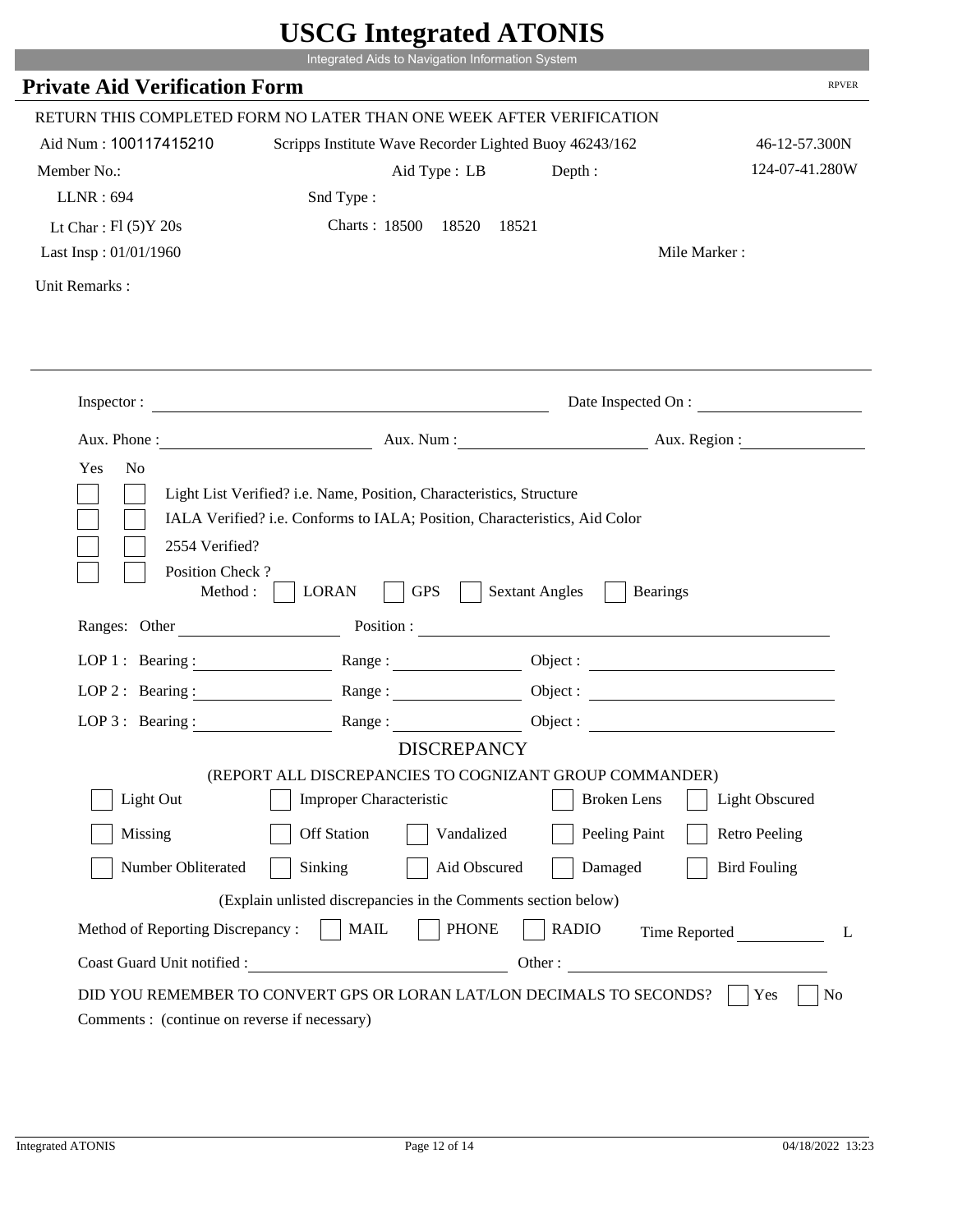# USCG Integrated ATONIS

Integrated Aids to Navigation Information System

## Private Aid Verification Form

RPVER

RETURN THIS COMPLETED FORM NO LATER THAN ONE WEEK AFTER VERIFICATION

Aid Num : 100117415210 Scripps Institute Wave Recorder Lighted Buoy 46243/162 46-12-57.300N

Member No.: Aid Type : LB Depth : 124-07-41.280W

LLNR : 694 Snd Type :

Lt Char : Fl (5)Y 20s Charts : 18500 18520 18521

Last Insp : 01/01/1960 Mile Marker :

Unit Remarks :

---

Inspector : ______________________ Date Inspected On : ______________

Aux. Phone : ______________ Aux. Num : ______________ Aux. Region : ______________

Yes No

- [ ] [ ] Light List Verified? i.e. Name, Position, Characteristics, Structure
- [ ] [ ] IALA Verified? i.e. Conforms to IALA; Position, Characteristics, Aid Color
- [ ] [ ] 2554 Verified?
- [ ] [ ] Position Check ?

Method : [ ] LORAN [ ] GPS [ ] Sextant Angles [ ] Bearings

Ranges: Other ______________ Position : ______________________

LOP 1 : Bearing : ______________ Range : ______________ Object : ______________

LOP 2 : Bearing : ______________ Range : ______________ Object : ______________

LOP 3 : Bearing : ______________ Range : ______________ Object : ______________

### DISCREPANCY

(REPORT ALL DISCREPANCIES TO COGNIZANT GROUP COMMANDER)

- [ ] Light Out
- [ ] Improper Characteristic
- [ ] Broken Lens
- [ ] Light Obscured
- [ ] Missing
- [ ] Off Station
- [ ] Vandalized
- [ ] Peeling Paint
- [ ] Retro Peeling
- [ ] Number Obliterated
- [ ] Sinking
- [ ] Aid Obscured
- [ ] Damaged
- [ ] Bird Fouling

(Explain unlisted discrepancies in the Comments section below)

Method of Reporting Discrepancy : [ ] MAIL [ ] PHONE [ ] RADIO Time Reported ______________ L

Coast Guard Unit notified : ______________ Other : ______________

DID YOU REMEMBER TO CONVERT GPS OR LORAN LAT/LON DECIMALS TO SECONDS? [ ] Yes [ ] No

Comments : (continue on reverse if necessary)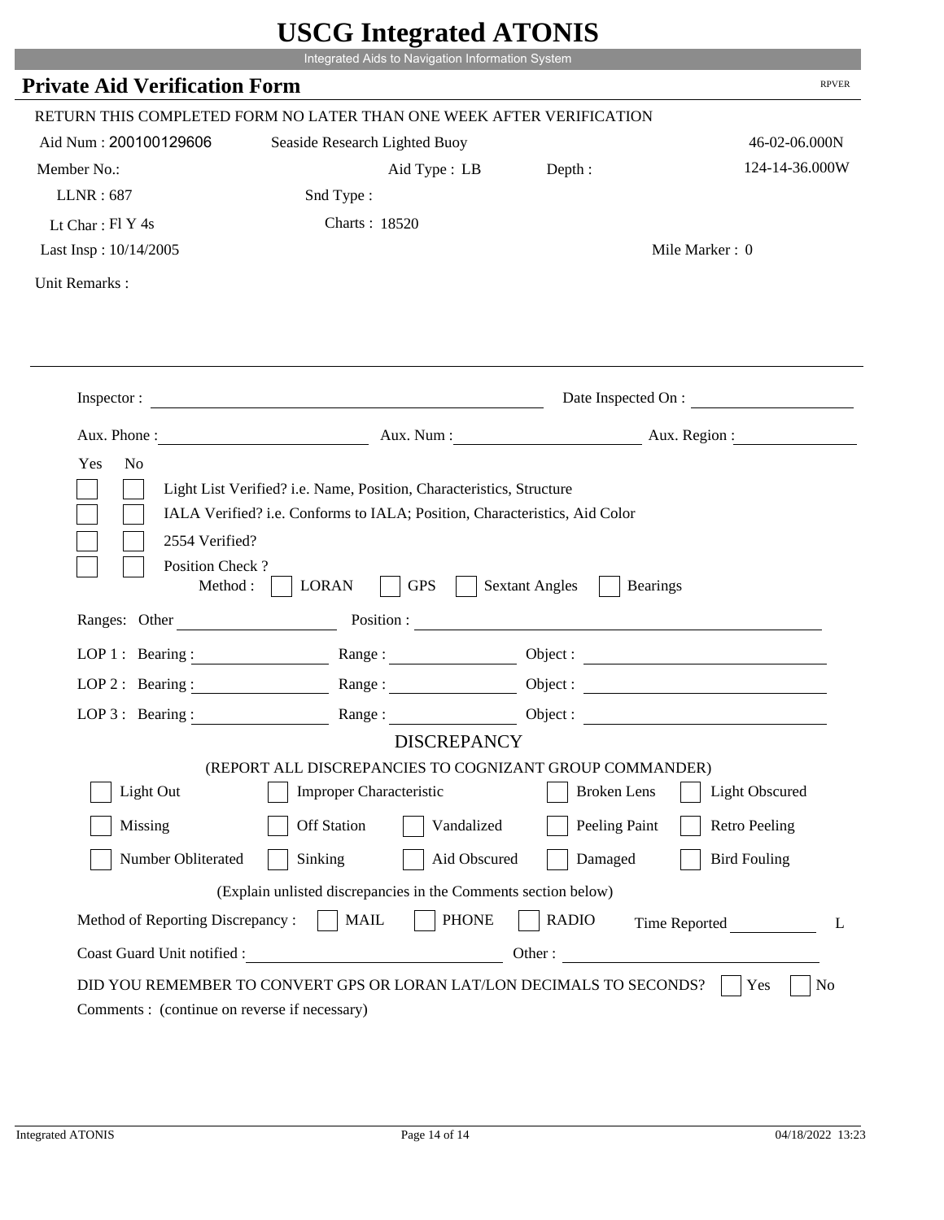# USCG Integrated ATONIS

Integrated Aids to Navigation Information System

## Private Aid Verification Form

RPVER

RETURN THIS COMPLETED FORM NO LATER THAN ONE WEEK AFTER VERIFICATION

Aid Num : 200100129606 Seaside Research Lighted Buoy 46-02-06.000N

Member No.: Aid Type : LB Depth : 124-14-36.000W

LLNR : 687 Snd Type :

Lt Char : Fl Y 4s Charts : 18520

Last Insp : 10/14/2005 Mile Marker : 0

Unit Remarks :

Inspector : Date Inspected On :

Aux. Phone : Aux. Num : Aux. Region :

Yes No

- [ ] [ ] Light List Verified? i.e. Name, Position, Characteristics, Structure
- [ ] [ ] IALA Verified? i.e. Conforms to IALA; Position, Characteristics, Aid Color
- [ ] [ ] 2554 Verified?
- [ ] [ ] Position Check ?

Method : [ ] LORAN [ ] GPS [ ] Sextant Angles [ ] Bearings

Ranges: Other Position :

LOP 1 : Bearing : Range : Object :

LOP 2 : Bearing : Range : Object :

LOP 3 : Bearing : Range : Object :

### DISCREPANCY

(REPORT ALL DISCREPANCIES TO COGNIZANT GROUP COMMANDER)

[ ] Light Out [ ] Improper Characteristic [ ] Broken Lens [ ] Light Obscured

[ ] Missing [ ] Off Station [ ] Vandalized [ ] Peeling Paint [ ] Retro Peeling

[ ] Number Obliterated [ ] Sinking [ ] Aid Obscured [ ] Damaged [ ] Bird Fouling

(Explain unlisted discrepancies in the Comments section below)

Method of Reporting Discrepancy : [ ] MAIL [ ] PHONE [ ] RADIO Time Reported L

Coast Guard Unit notified : Other :

DID YOU REMEMBER TO CONVERT GPS OR LORAN LAT/LON DECIMALS TO SECONDS? [ ] Yes [ ] No

Comments : (continue on reverse if necessary)